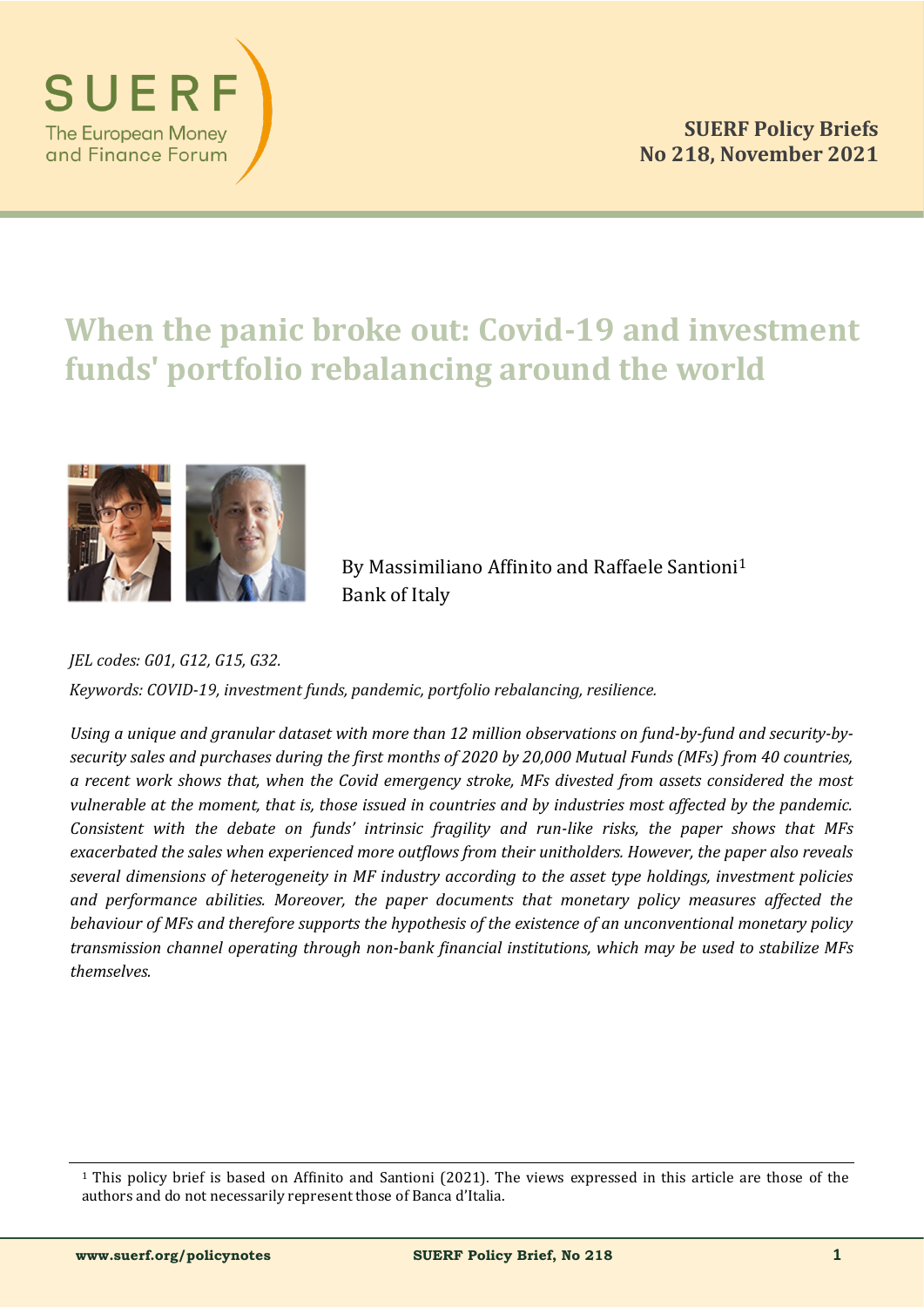# When the panic broke out: Covid-19 and investment funds' portfolio rebalancing around the world

By Massimiliano Affinito and Raffaele Santioni[1]
Bank of Italy

*JEL codes: G01, G12, G15, G32.*

*Keywords: COVID-19, investment funds, pandemic, portfolio rebalancing, resilience.*

*Using a unique and granular dataset with more than 12 million observations on fund-by-fund and security-by-security sales and purchases during the first months of 2020 by 20,000 Mutual Funds (MFs) from 40 countries, a recent work shows that, when the Covid emergency stroke, MFs divested from assets considered the most vulnerable at the moment, that is, those issued in countries and by industries most affected by the pandemic. Consistent with the debate on funds' intrinsic fragility and run-like risks, the paper shows that MFs exacerbated the sales when experienced more outflows from their unitholders. However, the paper also reveals several dimensions of heterogeneity in MF industry according to the asset type holdings, investment policies and performance abilities. Moreover, the paper documents that monetary policy measures affected the behaviour of MFs and therefore supports the hypothesis of the existence of an unconventional monetary policy transmission channel operating through non-bank financial institutions, which may be used to stabilize MFs themselves.*

[1] This policy brief is based on Affinito and Santioni (2021). The views expressed in this article are those of the authors and do not necessarily represent those of Banca d'Italia.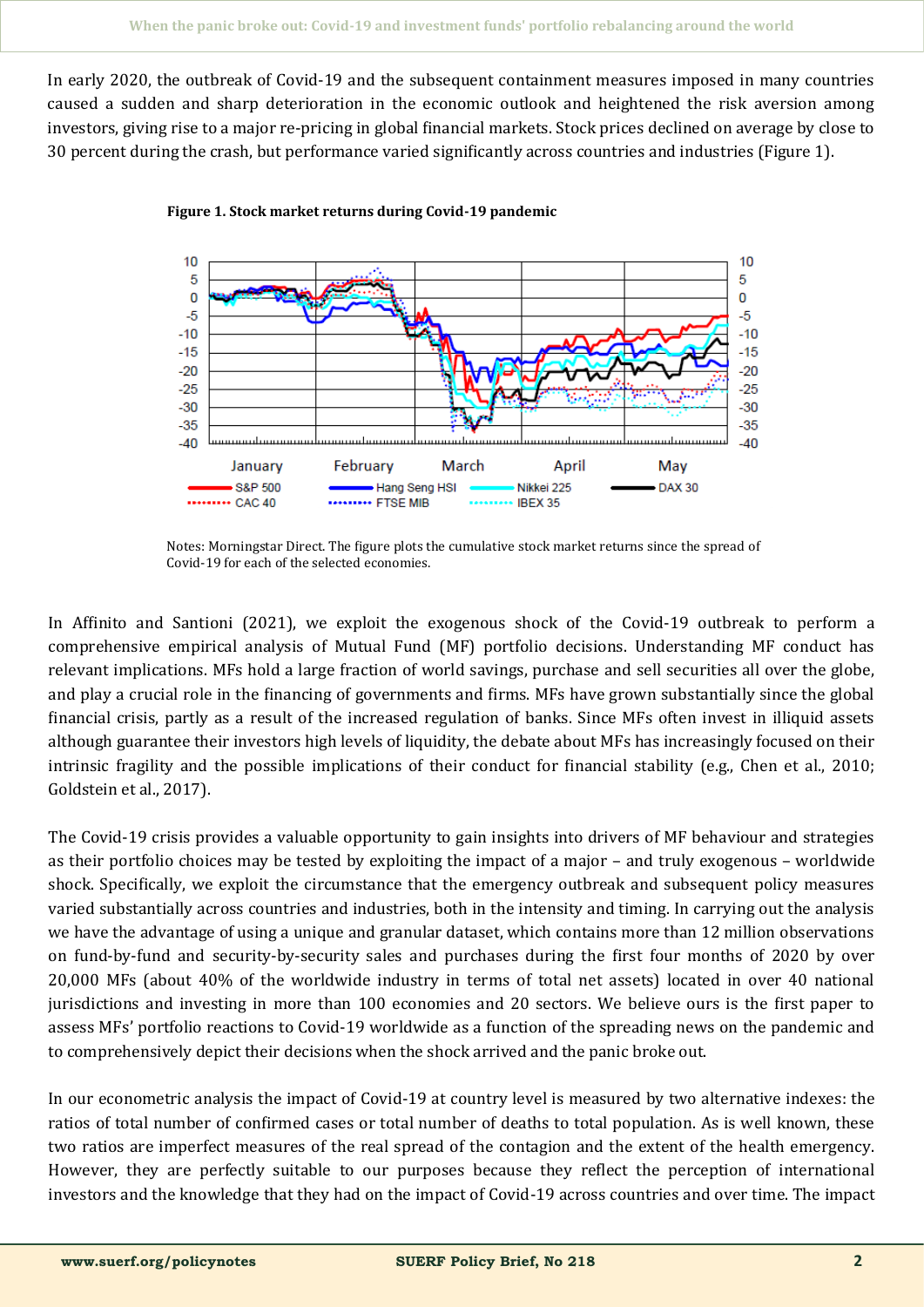In early 2020, the outbreak of Covid-19 and the subsequent containment measures imposed in many countries caused a sudden and sharp deterioration in the economic outlook and heightened the risk aversion among investors, giving rise to a major re-pricing in global financial markets. Stock prices declined on average by close to 30 percent during the crash, but performance varied significantly across countries and industries (Figure 1).

**Figure 1. Stock market returns during Covid-19 pandemic**

Notes: Morningstar Direct. The figure plots the cumulative stock market returns since the spread of Covid-19 for each of the selected economies.

In Affinito and Santioni (2021), we exploit the exogenous shock of the Covid-19 outbreak to perform a comprehensive empirical analysis of Mutual Fund (MF) portfolio decisions. Understanding MF conduct has relevant implications. MFs hold a large fraction of world savings, purchase and sell securities all over the globe, and play a crucial role in the financing of governments and firms. MFs have grown substantially since the global financial crisis, partly as a result of the increased regulation of banks. Since MFs often invest in illiquid assets although guarantee their investors high levels of liquidity, the debate about MFs has increasingly focused on their intrinsic fragility and the possible implications of their conduct for financial stability (e.g., Chen et al., 2010; Goldstein et al., 2017).

The Covid-19 crisis provides a valuable opportunity to gain insights into drivers of MF behaviour and strategies as their portfolio choices may be tested by exploiting the impact of a major – and truly exogenous – worldwide shock. Specifically, we exploit the circumstance that the emergency outbreak and subsequent policy measures varied substantially across countries and industries, both in the intensity and timing. In carrying out the analysis we have the advantage of using a unique and granular dataset, which contains more than 12 million observations on fund-by-fund and security-by-security sales and purchases during the first four months of 2020 by over 20,000 MFs (about 40% of the worldwide industry in terms of total net assets) located in over 40 national jurisdictions and investing in more than 100 economies and 20 sectors. We believe ours is the first paper to assess MFs' portfolio reactions to Covid-19 worldwide as a function of the spreading news on the pandemic and to comprehensively depict their decisions when the shock arrived and the panic broke out.

In our econometric analysis the impact of Covid-19 at country level is measured by two alternative indexes: the ratios of total number of confirmed cases or total number of deaths to total population. As is well known, these two ratios are imperfect measures of the real spread of the contagion and the extent of the health emergency. However, they are perfectly suitable to our purposes because they reflect the perception of international investors and the knowledge that they had on the impact of Covid-19 across countries and over time. The impact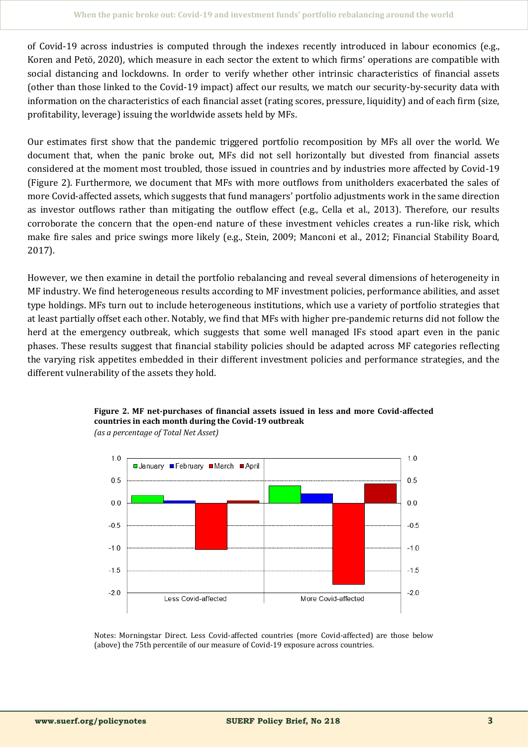of Covid-19 across industries is computed through the indexes recently introduced in labour economics (e.g., Koren and Petö, 2020), which measure in each sector the extent to which firms' operations are compatible with social distancing and lockdowns. In order to verify whether other intrinsic characteristics of financial assets (other than those linked to the Covid-19 impact) affect our results, we match our security-by-security data with information on the characteristics of each financial asset (rating scores, pressure, liquidity) and of each firm (size, profitability, leverage) issuing the worldwide assets held by MFs.

Our estimates first show that the pandemic triggered portfolio recomposition by MFs all over the world. We document that, when the panic broke out, MFs did not sell horizontally but divested from financial assets considered at the moment most troubled, those issued in countries and by industries more affected by Covid-19 (Figure 2). Furthermore, we document that MFs with more outflows from unitholders exacerbated the sales of more Covid-affected assets, which suggests that fund managers' portfolio adjustments work in the same direction as investor outflows rather than mitigating the outflow effect (e.g., Cella et al., 2013). Therefore, our results corroborate the concern that the open-end nature of these investment vehicles creates a run-like risk, which make fire sales and price swings more likely (e.g., Stein, 2009; Manconi et al., 2012; Financial Stability Board, 2017).

However, we then examine in detail the portfolio rebalancing and reveal several dimensions of heterogeneity in MF industry. We find heterogeneous results according to MF investment policies, performance abilities, and asset type holdings. MFs turn out to include heterogeneous institutions, which use a variety of portfolio strategies that at least partially offset each other. Notably, we find that MFs with higher pre-pandemic returns did not follow the herd at the emergency outbreak, which suggests that some well managed IFs stood apart even in the panic phases. These results suggest that financial stability policies should be adapted across MF categories reflecting the varying risk appetites embedded in their different investment policies and performance strategies, and the different vulnerability of the assets they hold.

**Figure 2. MF net-purchases of financial assets issued in less and more Covid-affected countries in each month during the Covid-19 outbreak**
*(as a percentage of Total Net Asset)*

Notes: Morningstar Direct. Less Covid-affected countries (more Covid-affected) are those below (above) the 75th percentile of our measure of Covid-19 exposure across countries.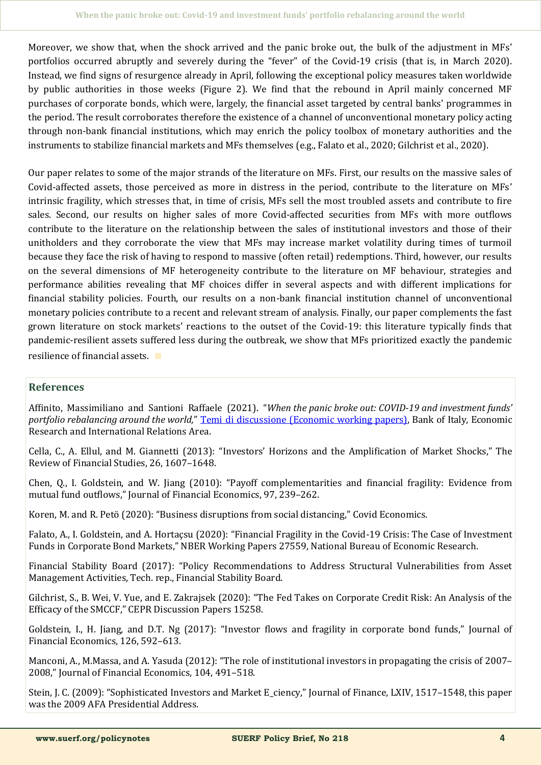Moreover, we show that, when the shock arrived and the panic broke out, the bulk of the adjustment in MFs' portfolios occurred abruptly and severely during the "fever" of the Covid-19 crisis (that is, in March 2020). Instead, we find signs of resurgence already in April, following the exceptional policy measures taken worldwide by public authorities in those weeks (Figure 2). We find that the rebound in April mainly concerned MF purchases of corporate bonds, which were, largely, the financial asset targeted by central banks' programmes in the period. The result corroborates therefore the existence of a channel of unconventional monetary policy acting through non-bank financial institutions, which may enrich the policy toolbox of monetary authorities and the instruments to stabilize financial markets and MFs themselves (e.g., Falato et al., 2020; Gilchrist et al., 2020).

Our paper relates to some of the major strands of the literature on MFs. First, our results on the massive sales of Covid-affected assets, those perceived as more in distress in the period, contribute to the literature on MFs' intrinsic fragility, which stresses that, in time of crisis, MFs sell the most troubled assets and contribute to fire sales. Second, our results on higher sales of more Covid-affected securities from MFs with more outflows contribute to the literature on the relationship between the sales of institutional investors and those of their unitholders and they corroborate the view that MFs may increase market volatility during times of turmoil because they face the risk of having to respond to massive (often retail) redemptions. Third, however, our results on the several dimensions of MF heterogeneity contribute to the literature on MF behaviour, strategies and performance abilities revealing that MF choices differ in several aspects and with different implications for financial stability policies. Fourth, our results on a non-bank financial institution channel of unconventional monetary policies contribute to a recent and relevant stream of analysis. Finally, our paper complements the fast grown literature on stock markets' reactions to the outset of the Covid-19: this literature typically finds that pandemic-resilient assets suffered less during the outbreak, we show that MFs prioritized exactly the pandemic resilience of financial assets.

## References

Affinito, Massimiliano and Santioni Raffaele (2021). "*When the panic broke out: COVID-19 and investment funds' portfolio rebalancing around the world,*" Temi di discussione (Economic working papers), Bank of Italy, Economic Research and International Relations Area.

Cella, C., A. Ellul, and M. Giannetti (2013): "Investors' Horizons and the Amplification of Market Shocks," The Review of Financial Studies, 26, 1607–1648.

Chen, Q., I. Goldstein, and W. Jiang (2010): "Payoff complementarities and financial fragility: Evidence from mutual fund outflows," Journal of Financial Economics, 97, 239–262.

Koren, M. and R. Petö (2020): "Business disruptions from social distancing," Covid Economics.

Falato, A., I. Goldstein, and A. Hortaçsu (2020): "Financial Fragility in the Covid-19 Crisis: The Case of Investment Funds in Corporate Bond Markets," NBER Working Papers 27559, National Bureau of Economic Research.

Financial Stability Board (2017): "Policy Recommendations to Address Structural Vulnerabilities from Asset Management Activities, Tech. rep., Financial Stability Board.

Gilchrist, S., B. Wei, V. Yue, and E. Zakrajsek (2020): "The Fed Takes on Corporate Credit Risk: An Analysis of the Efficacy of the SMCCF," CEPR Discussion Papers 15258.

Goldstein, I., H. Jiang, and D.T. Ng (2017): "Investor flows and fragility in corporate bond funds," Journal of Financial Economics, 126, 592–613.

Manconi, A., M.Massa, and A. Yasuda (2012): "The role of institutional investors in propagating the crisis of 2007–2008," Journal of Financial Economics, 104, 491–518.

Stein, J. C. (2009): "Sophisticated Investors and Market E_ciency," Journal of Finance, LXIV, 1517–1548, this paper was the 2009 AFA Presidential Address.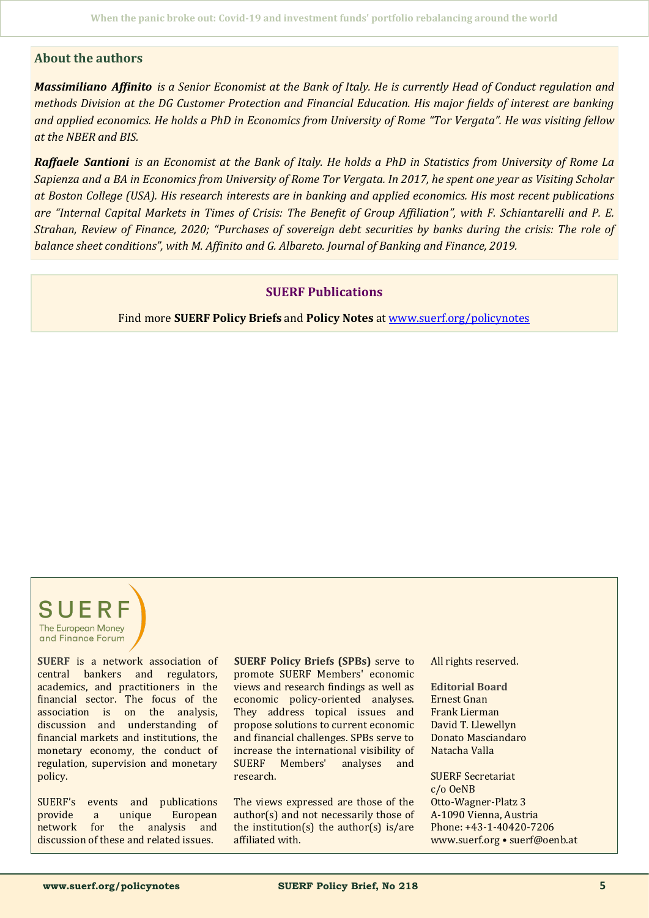## About the authors

***Massimiliano Affinito*** *is a Senior Economist at the Bank of Italy. He is currently Head of Conduct regulation and methods Division at the DG Customer Protection and Financial Education. His major fields of interest are banking and applied economics. He holds a PhD in Economics from University of Rome "Tor Vergata". He was visiting fellow at the NBER and BIS.*

***Raffaele Santioni*** *is an Economist at the Bank of Italy. He holds a PhD in Statistics from University of Rome La Sapienza and a BA in Economics from University of Rome Tor Vergata. In 2017, he spent one year as Visiting Scholar at Boston College (USA). His research interests are in banking and applied economics. His most recent publications are "Internal Capital Markets in Times of Crisis: The Benefit of Group Affiliation", with F. Schiantarelli and P. E. Strahan, Review of Finance, 2020; "Purchases of sovereign debt securities by banks during the crisis: The role of balance sheet conditions", with M. Affinito and G. Albareto. Journal of Banking and Finance, 2019.*

### SUERF Publications

Find more **SUERF Policy Briefs** and **Policy Notes** at [www.suerf.org/policynotes](www.suerf.org/policynotes)

SUERF
The European Money and Finance Forum

**SUERF** is a network association of central bankers and regulators, academics, and practitioners in the financial sector. The focus of the association is on the analysis, discussion and understanding of financial markets and institutions, the monetary economy, the conduct of regulation, supervision and monetary policy.

SUERF's events and publications provide a unique European network for the analysis and discussion of these and related issues.

**SUERF Policy Briefs (SPBs)** serve to promote SUERF Members' economic views and research findings as well as economic policy-oriented analyses. They address topical issues and propose solutions to current economic and financial challenges. SPBs serve to increase the international visibility of SUERF Members' analyses and research.

The views expressed are those of the author(s) and not necessarily those of the institution(s) the author(s) is/are affiliated with.

All rights reserved.

**Editorial Board**
Ernest Gnan
Frank Lierman
David T. Llewellyn
Donato Masciandaro
Natacha Valla

SUERF Secretariat
c/o OeNB
Otto-Wagner-Platz 3
A-1090 Vienna, Austria
Phone: +43-1-40420-7206
www.suerf.org • suerf@oenb.at